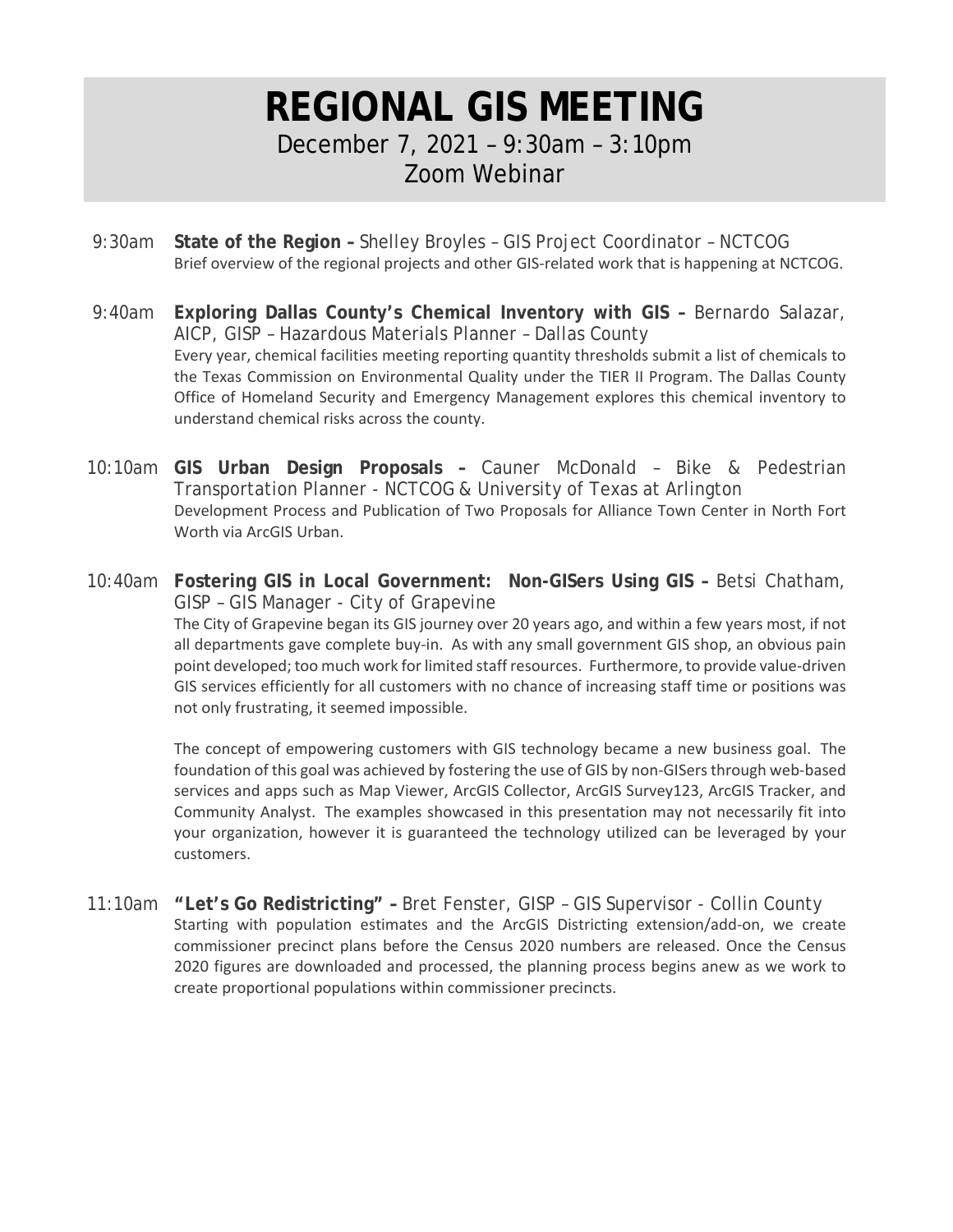# REGIONAL GIS MEETING

December 7, 2021 – 9:30am – 3:10pm

Zoom Webinar

9:30am **State of the Region –** Shelley Broyles – GIS Project Coordinator – NCTCOG

Brief overview of the regional projects and other GIS-related work that is happening at NCTCOG.

9:40am **Exploring Dallas County's Chemical Inventory with GIS –** Bernardo Salazar, AICP, GISP – Hazardous Materials Planner – Dallas County

Every year, chemical facilities meeting reporting quantity thresholds submit a list of chemicals to the Texas Commission on Environmental Quality under the TIER II Program. The Dallas County Office of Homeland Security and Emergency Management explores this chemical inventory to understand chemical risks across the county.

10:10am **GIS Urban Design Proposals –** Cauner McDonald – Bike & Pedestrian Transportation Planner - NCTCOG & University of Texas at Arlington

Development Process and Publication of Two Proposals for Alliance Town Center in North Fort Worth via ArcGIS Urban.

10:40am **Fostering GIS in Local Government: Non-GISers Using GIS –** Betsi Chatham, GISP – GIS Manager - City of Grapevine

The City of Grapevine began its GIS journey over 20 years ago, and within a few years most, if not all departments gave complete buy-in. As with any small government GIS shop, an obvious pain point developed; too much work for limited staff resources. Furthermore, to provide value-driven GIS services efficiently for all customers with no chance of increasing staff time or positions was not only frustrating, it seemed impossible.

The concept of empowering customers with GIS technology became a new business goal. The foundation of this goal was achieved by fostering the use of GIS by non-GISers through web-based services and apps such as Map Viewer, ArcGIS Collector, ArcGIS Survey123, ArcGIS Tracker, and Community Analyst. The examples showcased in this presentation may not necessarily fit into your organization, however it is guaranteed the technology utilized can be leveraged by your customers.

11:10am **"Let's Go Redistricting" –** Bret Fenster, GISP – GIS Supervisor - Collin County

Starting with population estimates and the ArcGIS Districting extension/add-on, we create commissioner precinct plans before the Census 2020 numbers are released. Once the Census 2020 figures are downloaded and processed, the planning process begins anew as we work to create proportional populations within commissioner precincts.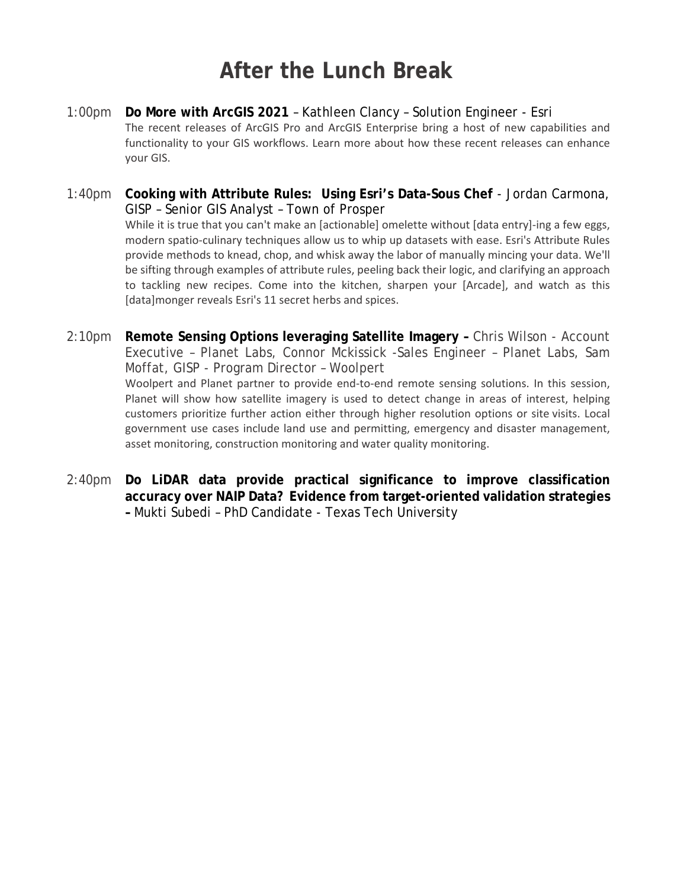# After the Lunch Break

1:00pm **Do More with ArcGIS 2021** – Kathleen Clancy – Solution Engineer - Esri

The recent releases of ArcGIS Pro and ArcGIS Enterprise bring a host of new capabilities and functionality to your GIS workflows. Learn more about how these recent releases can enhance your GIS.

1:40pm **Cooking with Attribute Rules: Using Esri's Data-Sous Chef** - Jordan Carmona, GISP – Senior GIS Analyst – Town of Prosper

While it is true that you can't make an [actionable] omelette without [data entry]-ing a few eggs, modern spatio-culinary techniques allow us to whip up datasets with ease. Esri's Attribute Rules provide methods to knead, chop, and whisk away the labor of manually mincing your data. We'll be sifting through examples of attribute rules, peeling back their logic, and clarifying an approach to tackling new recipes. Come into the kitchen, sharpen your [Arcade], and watch as this [data]monger reveals Esri's 11 secret herbs and spices.

2:10pm **Remote Sensing Options leveraging Satellite Imagery –** Chris Wilson - Account Executive – Planet Labs, Connor Mckissick -Sales Engineer – Planet Labs, Sam Moffat, GISP - Program Director – Woolpert

Woolpert and Planet partner to provide end-to-end remote sensing solutions. In this session, Planet will show how satellite imagery is used to detect change in areas of interest, helping customers prioritize further action either through higher resolution options or site visits. Local government use cases include land use and permitting, emergency and disaster management, asset monitoring, construction monitoring and water quality monitoring.

2:40pm **Do LiDAR data provide practical significance to improve classification accuracy over NAIP Data? Evidence from target-oriented validation strategies –** Mukti Subedi – PhD Candidate - Texas Tech University